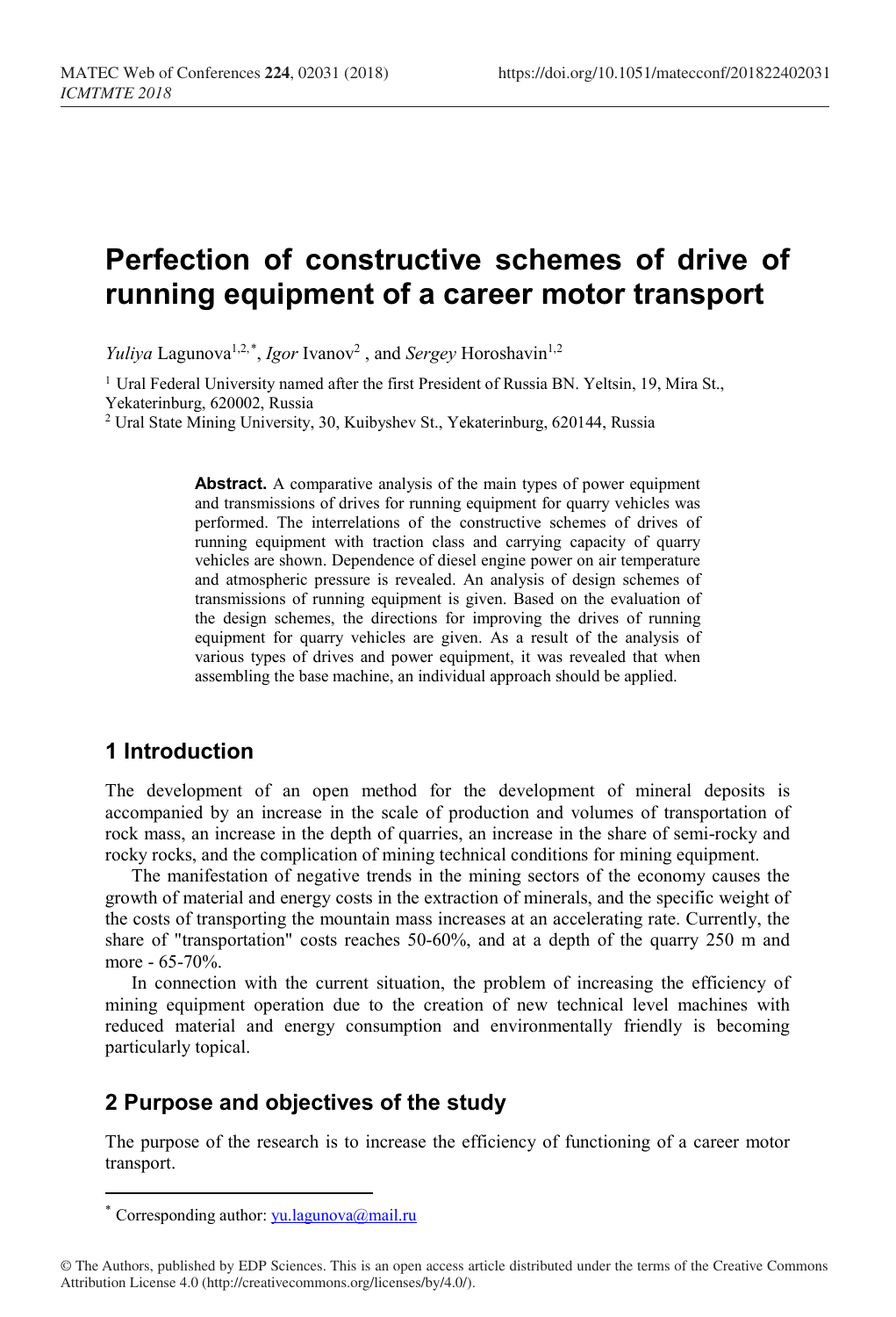# Perfection of constructive schemes of drive of running equipment of a career motor transport

*Yuliya* Lagunova[1,2,*], *Igor* Ivanov[2] , and *Sergey* Horoshavin[1,2]

[1] Ural Federal University named after the first President of Russia BN. Yeltsin, 19, Mira St., Yekaterinburg, 620002, Russia

[2] Ural State Mining University, 30, Kuibyshev St., Yekaterinburg, 620144, Russia

**Abstract.** A comparative analysis of the main types of power equipment and transmissions of drives for running equipment for quarry vehicles was performed. The interrelations of the constructive schemes of drives of running equipment with traction class and carrying capacity of quarry vehicles are shown. Dependence of diesel engine power on air temperature and atmospheric pressure is revealed. An analysis of design schemes of transmissions of running equipment is given. Based on the evaluation of the design schemes, the directions for improving the drives of running equipment for quarry vehicles are given. As a result of the analysis of various types of drives and power equipment, it was revealed that when assembling the base machine, an individual approach should be applied.

## 1 Introduction

The development of an open method for the development of mineral deposits is accompanied by an increase in the scale of production and volumes of transportation of rock mass, an increase in the depth of quarries, an increase in the share of semi-rocky and rocky rocks, and the complication of mining technical conditions for mining equipment.

The manifestation of negative trends in the mining sectors of the economy causes the growth of material and energy costs in the extraction of minerals, and the specific weight of the costs of transporting the mountain mass increases at an accelerating rate. Currently, the share of "transportation" costs reaches 50-60%, and at a depth of the quarry 250 m and more - 65-70%.

In connection with the current situation, the problem of increasing the efficiency of mining equipment operation due to the creation of new technical level machines with reduced material and energy consumption and environmentally friendly is becoming particularly topical.

## 2 Purpose and objectives of the study

The purpose of the research is to increase the efficiency of functioning of a career motor transport.

* Corresponding author: yu.lagunova@mail.ru

© The Authors, published by EDP Sciences. This is an open access article distributed under the terms of the Creative Commons Attribution License 4.0 (http://creativecommons.org/licenses/by/4.0/).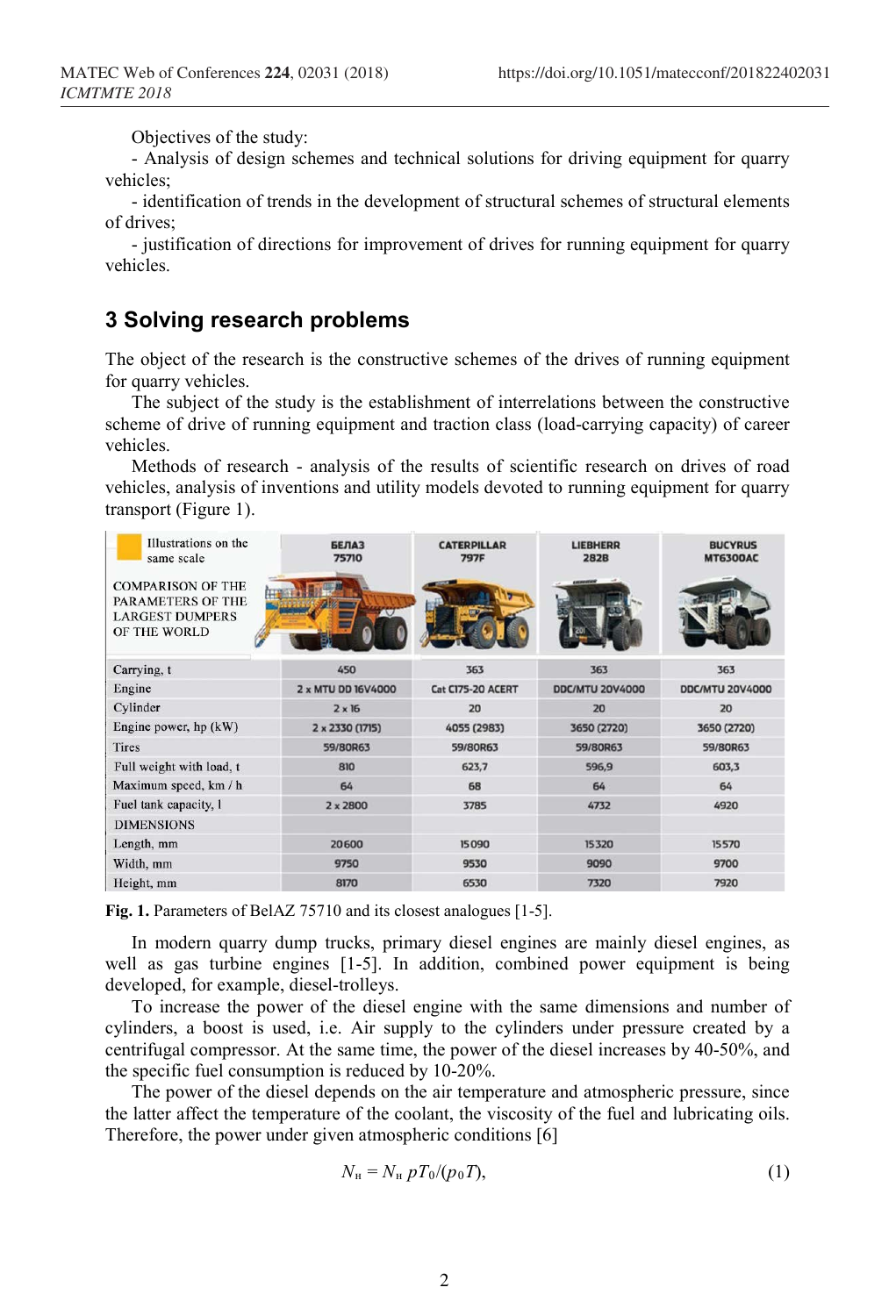Objectives of the study:

- Analysis of design schemes and technical solutions for driving equipment for quarry vehicles;
- identification of trends in the development of structural schemes of structural elements of drives;
- justification of directions for improvement of drives for running equipment for quarry vehicles.

## 3 Solving research problems

The object of the research is the constructive schemes of the drives of running equipment for quarry vehicles.

The subject of the study is the establishment of interrelations between the constructive scheme of drive of running equipment and traction class (load-carrying capacity) of career vehicles.

Methods of research - analysis of the results of scientific research on drives of road vehicles, analysis of inventions and utility models devoted to running equipment for quarry transport (Figure 1).

| COMPARISON OF THE PARAMETERS OF THE LARGEST DUMPERS OF THE WORLD (Illustrations on the same scale) | БЕЛАЗ 75710 | CATERPILLAR 797F | LIEBHERR 282B | BUCYRUS MT6300AC |
|---|---|---|---|---|
| Carrying, t | 450 | 363 | 363 | 363 |
| Engine | 2 x MTU DD 16V4000 | Cat C175-20 ACERT | DDC/MTU 20V4000 | DDC/MTU 20V4000 |
| Cylinder | 2 x 16 | 20 | 20 | 20 |
| Engine power, hp (kW) | 2 x 2330 (1715) | 4055 (2983) | 3650 (2720) | 3650 (2720) |
| Tires | 59/80R63 | 59/80R63 | 59/80R63 | 59/80R63 |
| Full weight with load, t | 810 | 623,7 | 596,9 | 603,3 |
| Maximum speed, km / h | 64 | 68 | 64 | 64 |
| Fuel tank capacity, l | 2 x 2800 | 3785 | 4732 | 4920 |
| DIMENSIONS | | | | |
| Length, mm | 20600 | 15090 | 15320 | 15570 |
| Width, mm | 9750 | 9530 | 9090 | 9700 |
| Height, mm | 8170 | 6530 | 7320 | 7920 |

**Fig. 1.** Parameters of BelAZ 75710 and its closest analogues [1-5].

In modern quarry dump trucks, primary diesel engines are mainly diesel engines, as well as gas turbine engines [1-5]. In addition, combined power equipment is being developed, for example, diesel-trolleys.

To increase the power of the diesel engine with the same dimensions and number of cylinders, a boost is used, i.e. Air supply to the cylinders under pressure created by a centrifugal compressor. At the same time, the power of the diesel increases by 40-50%, and the specific fuel consumption is reduced by 10-20%.

The power of the diesel depends on the air temperature and atmospheric pressure, since the latter affect the temperature of the coolant, the viscosity of the fuel and lubricating oils. Therefore, the power under given atmospheric conditions [6]

$$N_{н} = N_{н}\, pT_0/(p_0 T), \tag{1}$$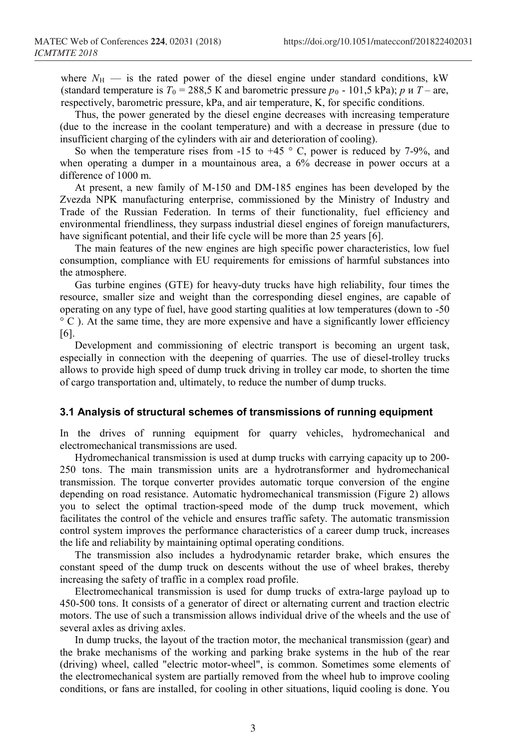where $N_H$ — is the rated power of the diesel engine under standard conditions, kW (standard temperature is $T_0$ = 288,5 K and barometric pressure $p_0$ - 101,5 kPa); $p$ и $T$ – are, respectively, barometric pressure, kPa, and air temperature, K, for specific conditions.

Thus, the power generated by the diesel engine decreases with increasing temperature (due to the increase in the coolant temperature) and with a decrease in pressure (due to insufficient charging of the cylinders with air and deterioration of cooling).

So when the temperature rises from -15 to +45 ° C, power is reduced by 7-9%, and when operating a dumper in a mountainous area, a 6% decrease in power occurs at a difference of 1000 m.

At present, a new family of M-150 and DM-185 engines has been developed by the Zvezda NPK manufacturing enterprise, commissioned by the Ministry of Industry and Trade of the Russian Federation. In terms of their functionality, fuel efficiency and environmental friendliness, they surpass industrial diesel engines of foreign manufacturers, have significant potential, and their life cycle will be more than 25 years [6].

The main features of the new engines are high specific power characteristics, low fuel consumption, compliance with EU requirements for emissions of harmful substances into the atmosphere.

Gas turbine engines (GTE) for heavy-duty trucks have high reliability, four times the resource, smaller size and weight than the corresponding diesel engines, are capable of operating on any type of fuel, have good starting qualities at low temperatures (down to -50 ° C ). At the same time, they are more expensive and have a significantly lower efficiency [6].

Development and commissioning of electric transport is becoming an urgent task, especially in connection with the deepening of quarries. The use of diesel-trolley trucks allows to provide high speed of dump truck driving in trolley car mode, to shorten the time of cargo transportation and, ultimately, to reduce the number of dump trucks.

### 3.1 Analysis of structural schemes of transmissions of running equipment

In the drives of running equipment for quarry vehicles, hydromechanical and electromechanical transmissions are used.

Hydromechanical transmission is used at dump trucks with carrying capacity up to 200-250 tons. The main transmission units are a hydrotransformer and hydromechanical transmission. The torque converter provides automatic torque conversion of the engine depending on road resistance. Automatic hydromechanical transmission (Figure 2) allows you to select the optimal traction-speed mode of the dump truck movement, which facilitates the control of the vehicle and ensures traffic safety. The automatic transmission control system improves the performance characteristics of a career dump truck, increases the life and reliability by maintaining optimal operating conditions.

The transmission also includes a hydrodynamic retarder brake, which ensures the constant speed of the dump truck on descents without the use of wheel brakes, thereby increasing the safety of traffic in a complex road profile.

Electromechanical transmission is used for dump trucks of extra-large payload up to 450-500 tons. It consists of a generator of direct or alternating current and traction electric motors. The use of such a transmission allows individual drive of the wheels and the use of several axles as driving axles.

In dump trucks, the layout of the traction motor, the mechanical transmission (gear) and the brake mechanisms of the working and parking brake systems in the hub of the rear (driving) wheel, called "electric motor-wheel", is common. Sometimes some elements of the electromechanical system are partially removed from the wheel hub to improve cooling conditions, or fans are installed, for cooling in other situations, liquid cooling is done. You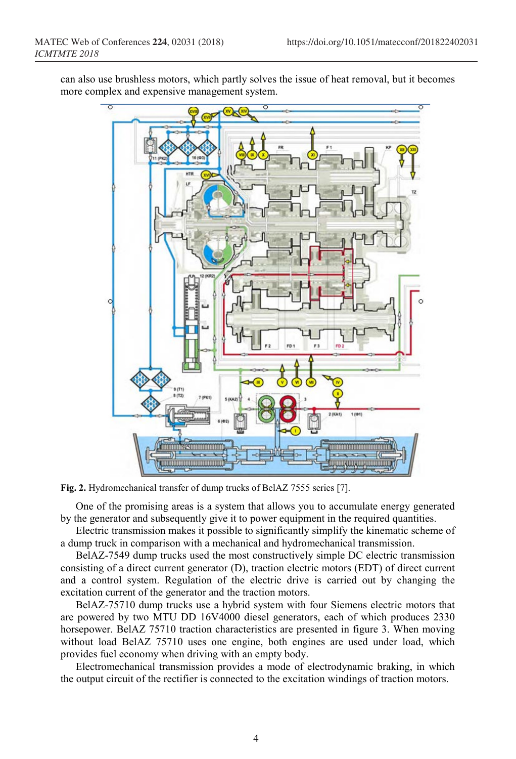can also use brushless motors, which partly solves the issue of heat removal, but it becomes more complex and expensive management system.

**Fig. 2.** Hydromechanical transfer of dump trucks of BelAZ 7555 series [7].

One of the promising areas is a system that allows you to accumulate energy generated by the generator and subsequently give it to power equipment in the required quantities.

Electric transmission makes it possible to significantly simplify the kinematic scheme of a dump truck in comparison with a mechanical and hydromechanical transmission.

BelAZ-7549 dump trucks used the most constructively simple DC electric transmission consisting of a direct current generator (D), traction electric motors (EDT) of direct current and a control system. Regulation of the electric drive is carried out by changing the excitation current of the generator and the traction motors.

BelAZ-75710 dump trucks use a hybrid system with four Siemens electric motors that are powered by two MTU DD 16V4000 diesel generators, each of which produces 2330 horsepower. BelAZ 75710 traction characteristics are presented in figure 3. When moving without load BelAZ 75710 uses one engine, both engines are used under load, which provides fuel economy when driving with an empty body.

Electromechanical transmission provides a mode of electrodynamic braking, in which the output circuit of the rectifier is connected to the excitation windings of traction motors.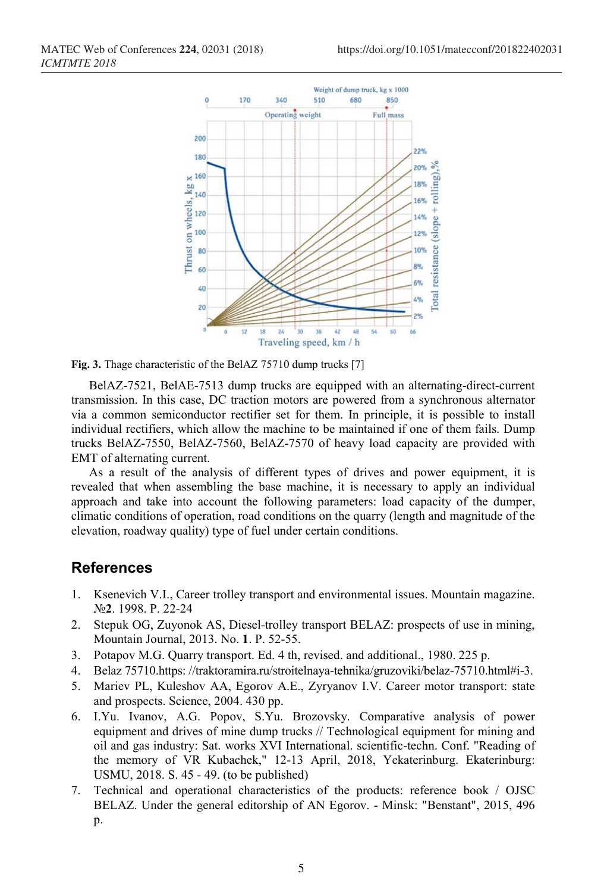Weight of dump truck, kg x 1000

0 170 340 510 680 850

Operating weight

Full mass

Thrust on wheels, kg x

200 180 160 140 120 100 80 60 40 20

Total resistance (slope + rolling), %

22% 20% 18% 16% 14% 12% 10% 8% 6% 4% 2%

0 6 12 18 24 30 36 42 48 54 60 66

Traveling speed, km / h

**Fig. 3.** Thage characteristic of the BelAZ 75710 dump trucks [7]

BelAZ-7521, BelAE-7513 dump trucks are equipped with an alternating-direct-current transmission. In this case, DC traction motors are powered from a synchronous alternator via a common semiconductor rectifier set for them. In principle, it is possible to install individual rectifiers, which allow the machine to be maintained if one of them fails. Dump trucks BelAZ-7550, BelAZ-7560, BelAZ-7570 of heavy load capacity are provided with EMT of alternating current.

As a result of the analysis of different types of drives and power equipment, it is revealed that when assembling the base machine, it is necessary to apply an individual approach and take into account the following parameters: load capacity of the dumper, climatic conditions of operation, road conditions on the quarry (length and magnitude of the elevation, roadway quality) type of fuel under certain conditions.

## References

1. Ksenevich V.I., Career trolley transport and environmental issues. Mountain magazine. №**2**. 1998. P. 22-24
2. Stepuk OG, Zuyonok AS, Diesel-trolley transport BELAZ: prospects of use in mining, Mountain Journal, 2013. No. **1**. P. 52-55.
3. Potapov M.G. Quarry transport. Ed. 4 th, revised. and additional., 1980. 225 p.
4. Belaz 75710.https: //traktoramira.ru/stroitelnaya-tehnika/gruzoviki/belaz-75710.html#i-3.
5. Mariev PL, Kuleshov AA, Egorov A.E., Zyryanov I.V. Career motor transport: state and prospects. Science, 2004. 430 pp.
6. I.Yu. Ivanov, A.G. Popov, S.Yu. Brozovsky. Comparative analysis of power equipment and drives of mine dump trucks // Technological equipment for mining and oil and gas industry: Sat. works XVI International. scientific-techn. Conf. "Reading of the memory of VR Kubachek," 12-13 April, 2018, Yekaterinburg. Ekaterinburg: USMU, 2018. S. 45 - 49. (to be published)
7. Technical and operational characteristics of the products: reference book / OJSC BELAZ. Under the general editorship of AN Egorov. - Minsk: "Benstant", 2015, 496 p.